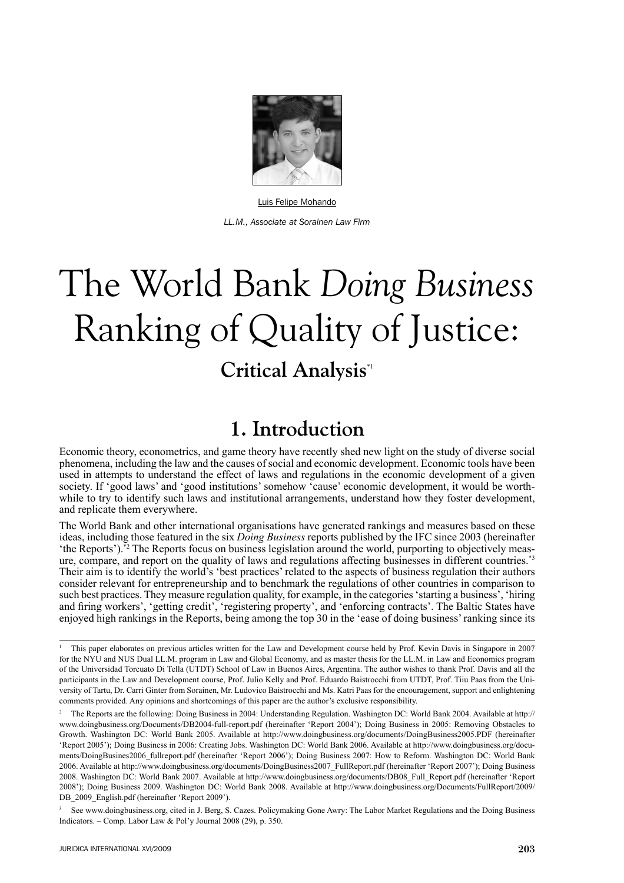Luis Felipe Mohando

*LL.M., Associate at Sorainen Law Firm*

# The World Bank *Doing Business* Ranking of Quality of Justice:

## Critical Analysis*[1]

## 1. Introduction

Economic theory, econometrics, and game theory have recently shed new light on the study of diverse social phenomena, including the law and the causes of social and economic development. Economic tools have been used in attempts to understand the effect of laws and regulations in the economic development of a given society. If 'good laws' and 'good institutions' somehow 'cause' economic development, it would be worthwhile to try to identify such laws and institutional arrangements, understand how they foster development, and replicate them everywhere.

The World Bank and other international organisations have generated rankings and measures based on these ideas, including those featured in the six *Doing Business* reports published by the IFC since 2003 (hereinafter 'the Reports').*[2] The Reports focus on business legislation around the world, purporting to objectively measure, compare, and report on the quality of laws and regulations affecting businesses in different countries.*[3] Their aim is to identify the world's 'best practices' related to the aspects of business regulation their authors consider relevant for entrepreneurship and to benchmark the regulations of other countries in comparison to such best practices. They measure regulation quality, for example, in the categories 'starting a business', 'hiring and firing workers', 'getting credit', 'registering property', and 'enforcing contracts'. The Baltic States have enjoyed high rankings in the Reports, being among the top 30 in the 'ease of doing business' ranking since its

---

[1] This paper elaborates on previous articles written for the Law and Development course held by Prof. Kevin Davis in Singapore in 2007 for the NYU and NUS Dual LL.M. program in Law and Global Economy, and as master thesis for the LL.M. in Law and Economics program of the Universidad Torcuato Di Tella (UTDT) School of Law in Buenos Aires, Argentina. The author wishes to thank Prof. Davis and all the participants in the Law and Development course, Prof. Julio Kelly and Prof. Eduardo Baistrocchi from UTDT, Prof. Tiiu Paas from the University of Tartu, Dr. Carri Ginter from Sorainen, Mr. Ludovico Baistrocchi and Ms. Katri Paas for the encouragement, support and enlightening comments provided. Any opinions and shortcomings of this paper are the author's exclusive responsibility.

[2] The Reports are the following: Doing Business in 2004: Understanding Regulation. Washington DC: World Bank 2004. Available at http://www.doingbusiness.org/Documents/DB2004-full-report.pdf (hereinafter 'Report 2004'); Doing Business in 2005: Removing Obstacles to Growth. Washington DC: World Bank 2005. Available at http://www.doingbusiness.org/documents/DoingBusiness2005.PDF (hereinafter 'Report 2005'); Doing Business in 2006: Creating Jobs. Washington DC: World Bank 2006. Available at http://www.doingbusiness.org/documents/DoingBusines2006_fullreport.pdf (hereinafter 'Report 2006'); Doing Business 2007: How to Reform. Washington DC: World Bank 2006. Available at http://www.doingbusiness.org/documents/DoingBusiness2007_FullReport.pdf (hereinafter 'Report 2007'); Doing Business 2008. Washington DC: World Bank 2007. Available at http://www.doingbusiness.org/documents/DB08_Full_Report.pdf (hereinafter 'Report 2008'); Doing Business 2009. Washington DC: World Bank 2008. Available at http://www.doingbusiness.org/Documents/FullReport/2009/DB_2009_English.pdf (hereinafter 'Report 2009').

[3] See www.doingbusiness.org, cited in J. Berg, S. Cazes. Policymaking Gone Awry: The Labor Market Regulations and the Doing Business Indicators. – Comp. Labor Law & Pol'y Journal 2008 (29), p. 350.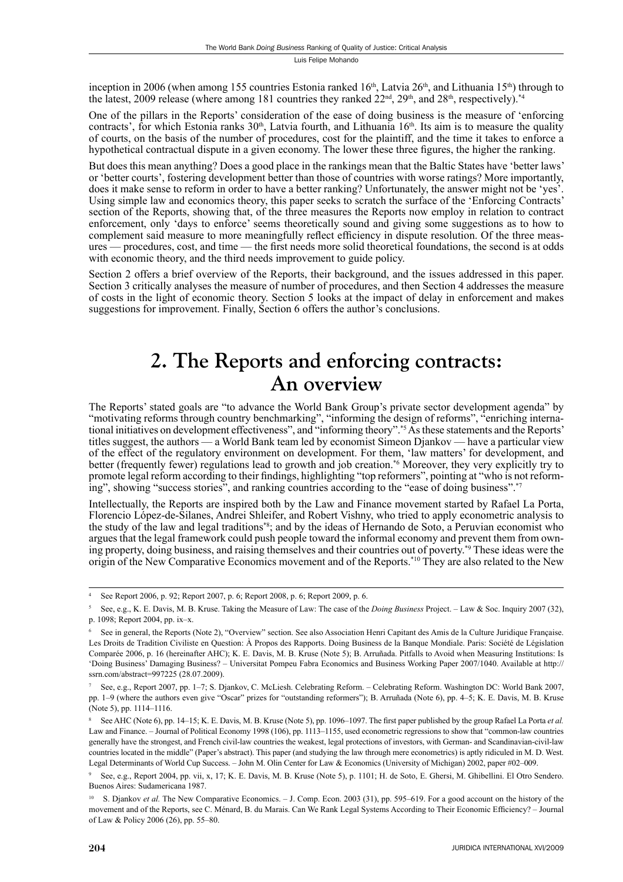inception in 2006 (when among 155 countries Estonia ranked 16th, Latvia 26th, and Lithuania 15th) through to the latest, 2009 release (where among 181 countries they ranked 22nd, 29th, and 28th, respectively).[*4]

One of the pillars in the Reports' consideration of the ease of doing business is the measure of 'enforcing contracts', for which Estonia ranks 30th, Latvia fourth, and Lithuania 16th. Its aim is to measure the quality of courts, on the basis of the number of procedures, cost for the plaintiff, and the time it takes to enforce a hypothetical contractual dispute in a given economy. The lower these three figures, the higher the ranking.

But does this mean anything? Does a good place in the rankings mean that the Baltic States have 'better laws' or 'better courts', fostering development better than those of countries with worse ratings? More importantly, does it make sense to reform in order to have a better ranking? Unfortunately, the answer might not be 'yes'. Using simple law and economics theory, this paper seeks to scratch the surface of the 'Enforcing Contracts' section of the Reports, showing that, of the three measures the Reports now employ in relation to contract enforcement, only 'days to enforce' seems theoretically sound and giving some suggestions as to how to complement said measure to more meaningfully reflect efficiency in dispute resolution. Of the three measures — procedures, cost, and time — the first needs more solid theoretical foundations, the second is at odds with economic theory, and the third needs improvement to guide policy.

Section 2 offers a brief overview of the Reports, their background, and the issues addressed in this paper. Section 3 critically analyses the measure of number of procedures, and then Section 4 addresses the measure of costs in the light of economic theory. Section 5 looks at the impact of delay in enforcement and makes suggestions for improvement. Finally, Section 6 offers the author's conclusions.

# 2. The Reports and enforcing contracts: An overview

The Reports' stated goals are "to advance the World Bank Group's private sector development agenda" by "motivating reforms through country benchmarking", "informing the design of reforms", "enriching international initiatives on development effectiveness", and "informing theory".[*5] As these statements and the Reports' titles suggest, the authors — a World Bank team led by economist Simeon Djankov — have a particular view of the effect of the regulatory environment on development. For them, 'law matters' for development, and better (frequently fewer) regulations lead to growth and job creation.[*6] Moreover, they very explicitly try to promote legal reform according to their findings, highlighting "top reformers", pointing at "who is not reforming", showing "success stories", and ranking countries according to the "ease of doing business".[*7]

Intellectually, the Reports are inspired both by the Law and Finance movement started by Rafael La Porta, Florencio López-de-Silanes, Andrei Shleifer, and Robert Vishny, who tried to apply econometric analysis to the study of the law and legal traditions[*8]; and by the ideas of Hernando de Soto, a Peruvian economist who argues that the legal framework could push people toward the informal economy and prevent them from owning property, doing business, and raising themselves and their countries out of poverty.[*9] These ideas were the origin of the New Comparative Economics movement and of the Reports.[*10] They are also related to the New

---

[4] See Report 2006, p. 92; Report 2007, p. 6; Report 2008, p. 6; Report 2009, p. 6.

[5] See, e.g., K. E. Davis, M. B. Kruse. Taking the Measure of Law: The case of the *Doing Business* Project. – Law & Soc. Inquiry 2007 (32), p. 1098; Report 2004, pp. ix–x.

[6] See in general, the Reports (Note 2), "Overview" section. See also Association Henri Capitant des Amis de la Culture Juridique Française. Les Droits de Tradition Civiliste en Question: À Propos des Rapports. Doing Business de la Banque Mondiale. Paris: Société de Législation Comparée 2006, p. 16 (hereinafter AHC); K. E. Davis, M. B. Kruse (Note 5); B. Arruñada. Pitfalls to Avoid when Measuring Institutions: Is 'Doing Business' Damaging Business? – Universitat Pompeu Fabra Economics and Business Working Paper 2007/1040. Available at http://ssrn.com/abstract=997225 (28.07.2009).

[7] See, e.g., Report 2007, pp. 1–7; S. Djankov, C. McLiesh. Celebrating Reform. – Celebrating Reform. Washington DC: World Bank 2007, pp. 1–9 (where the authors even give "Oscar" prizes for "outstanding reformers"); B. Arruñada (Note 6), pp. 4–5; K. E. Davis, M. B. Kruse (Note 5), pp. 1114–1116.

[8] See AHC (Note 6), pp. 14–15; K. E. Davis, M. B. Kruse (Note 5), pp. 1096–1097. The first paper published by the group Rafael La Porta *et al.* Law and Finance. – Journal of Political Economy 1998 (106), pp. 1113–1155, used econometric regressions to show that "common-law countries generally have the strongest, and French civil-law countries the weakest, legal protections of investors, with German- and Scandinavian-civil-law countries located in the middle" (Paper's abstract). This paper (and studying the law through mere econometrics) is aptly ridiculed in M. D. West. Legal Determinants of World Cup Success. – John M. Olin Center for Law & Economics (University of Michigan) 2002, paper #02–009.

[9] See, e.g., Report 2004, pp. vii, x, 17; K. E. Davis, M. B. Kruse (Note 5), p. 1101; H. de Soto, E. Ghersi, M. Ghibellini. El Otro Sendero. Buenos Aires: Sudamericana 1987.

[10] S. Djankov *et al.* The New Comparative Economics. – J. Comp. Econ. 2003 (31), pp. 595–619. For a good account on the history of the movement and of the Reports, see C. Ménard, B. du Marais. Can We Rank Legal Systems According to Their Economic Efficiency? – Journal of Law & Policy 2006 (26), pp. 55–80.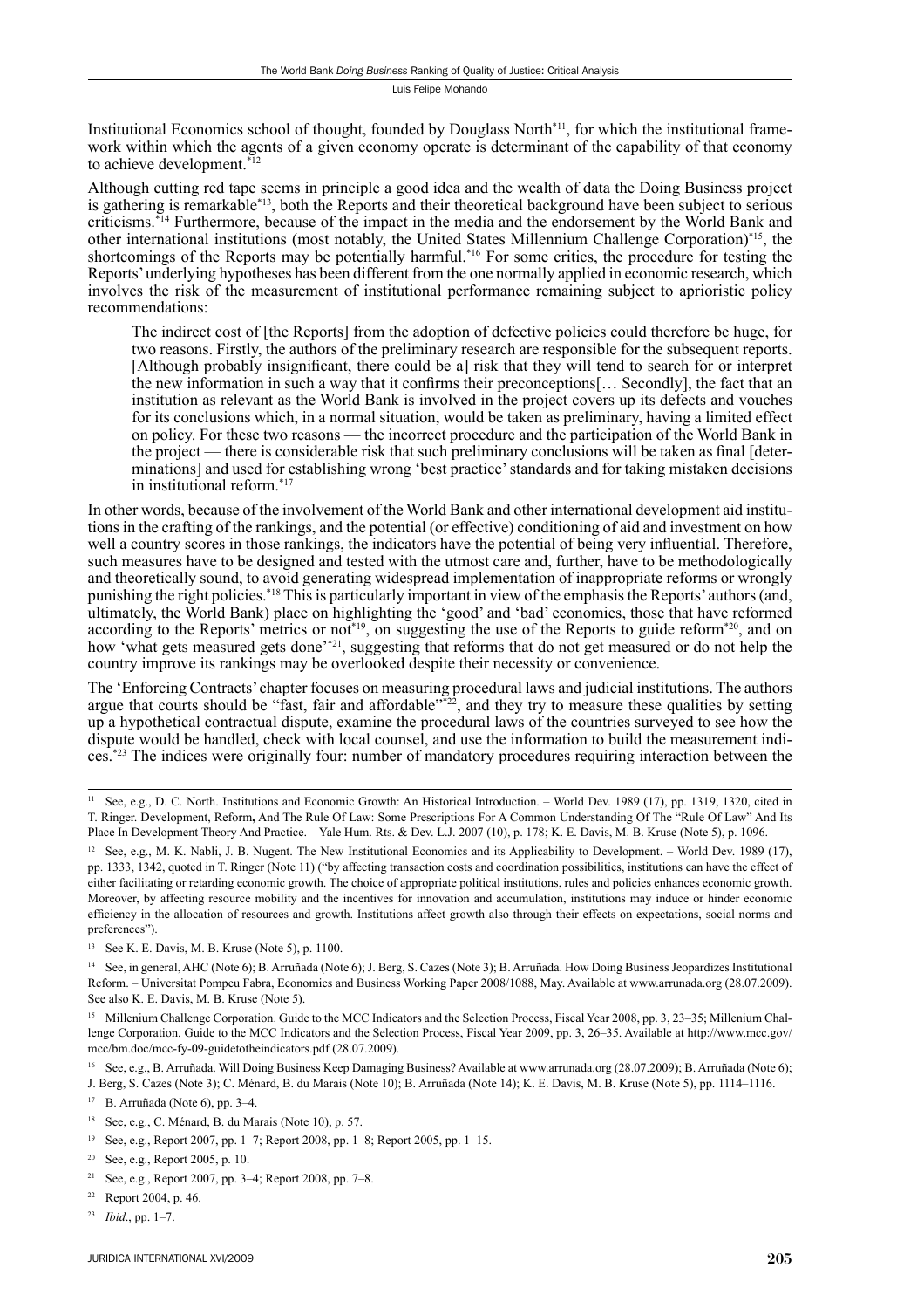Institutional Economics school of thought, founded by Douglass North[*11], for which the institutional framework within which the agents of a given economy operate is determinant of the capability of that economy to achieve development.[*12]

Although cutting red tape seems in principle a good idea and the wealth of data the Doing Business project is gathering is remarkable[*13], both the Reports and their theoretical background have been subject to serious criticisms.[*14] Furthermore, because of the impact in the media and the endorsement by the World Bank and other international institutions (most notably, the United States Millennium Challenge Corporation)[*15], the shortcomings of the Reports may be potentially harmful.[*16] For some critics, the procedure for testing the Reports' underlying hypotheses has been different from the one normally applied in economic research, which involves the risk of the measurement of institutional performance remaining subject to aprioristic policy recommendations:

> The indirect cost of [the Reports] from the adoption of defective policies could therefore be huge, for two reasons. Firstly, the authors of the preliminary research are responsible for the subsequent reports. [Although probably insignificant, there could be a] risk that they will tend to search for or interpret the new information in such a way that it confirms their preconceptions[… Secondly], the fact that an institution as relevant as the World Bank is involved in the project covers up its defects and vouches for its conclusions which, in a normal situation, would be taken as preliminary, having a limited effect on policy. For these two reasons — the incorrect procedure and the participation of the World Bank in the project — there is considerable risk that such preliminary conclusions will be taken as final [determinations] and used for establishing wrong 'best practice' standards and for taking mistaken decisions in institutional reform.[*17]

In other words, because of the involvement of the World Bank and other international development aid institutions in the crafting of the rankings, and the potential (or effective) conditioning of aid and investment on how well a country scores in those rankings, the indicators have the potential of being very influential. Therefore, such measures have to be designed and tested with the utmost care and, further, have to be methodologically and theoretically sound, to avoid generating widespread implementation of inappropriate reforms or wrongly punishing the right policies.[*18] This is particularly important in view of the emphasis the Reports' authors (and, ultimately, the World Bank) place on highlighting the 'good' and 'bad' economies, those that have reformed according to the Reports' metrics or not[*19], on suggesting the use of the Reports to guide reform[*20], and on how 'what gets measured gets done'[*21], suggesting that reforms that do not get measured or do not help the country improve its rankings may be overlooked despite their necessity or convenience.

The 'Enforcing Contracts' chapter focuses on measuring procedural laws and judicial institutions. The authors argue that courts should be "fast, fair and affordable"[*22], and they try to measure these qualities by setting up a hypothetical contractual dispute, examine the procedural laws of the countries surveyed to see how the dispute would be handled, check with local counsel, and use the information to build the measurement indices.[*23] The indices were originally four: number of mandatory procedures requiring interaction between the

---

[11] See, e.g., D. C. North. Institutions and Economic Growth: An Historical Introduction. – World Dev. 1989 (17), pp. 1319, 1320, cited in T. Ringer. Development, Reform, And The Rule Of Law: Some Prescriptions For A Common Understanding Of The "Rule Of Law" And Its Place In Development Theory And Practice. – Yale Hum. Rts. & Dev. L.J. 2007 (10), p. 178; K. E. Davis, M. B. Kruse (Note 5), p. 1096.

[12] See, e.g., M. K. Nabli, J. B. Nugent. The New Institutional Economics and its Applicability to Development. – World Dev. 1989 (17), pp. 1333, 1342, quoted in T. Ringer (Note 11) ("by affecting transaction costs and coordination possibilities, institutions can have the effect of either facilitating or retarding economic growth. The choice of appropriate political institutions, rules and policies enhances economic growth. Moreover, by affecting resource mobility and the incentives for innovation and accumulation, institutions may induce or hinder economic efficiency in the allocation of resources and growth. Institutions affect growth also through their effects on expectations, social norms and preferences").

[13] See K. E. Davis, M. B. Kruse (Note 5), p. 1100.

[14] See, in general, AHC (Note 6); B. Arruñada (Note 6); J. Berg, S. Cazes (Note 3); B. Arruñada. How Doing Business Jeopardizes Institutional Reform. – Universitat Pompeu Fabra, Economics and Business Working Paper 2008/1088, May. Available at www.arrunada.org (28.07.2009). See also K. E. Davis, M. B. Kruse (Note 5).

[15] Millenium Challenge Corporation. Guide to the MCC Indicators and the Selection Process, Fiscal Year 2008, pp. 3, 23–35; Millenium Challenge Corporation. Guide to the MCC Indicators and the Selection Process, Fiscal Year 2009, pp. 3, 26–35. Available at http://www.mcc.gov/mcc/bm.doc/mcc-fy-09-guidetotheindicators.pdf (28.07.2009).

[16] See, e.g., B. Arruñada. Will Doing Business Keep Damaging Business? Available at www.arrunada.org (28.07.2009); B. Arruñada (Note 6); J. Berg, S. Cazes (Note 3); C. Ménard, B. du Marais (Note 10); B. Arruñada (Note 14); K. E. Davis, M. B. Kruse (Note 5), pp. 1114–1116.

[17] B. Arruñada (Note 6), pp. 3–4.

[18] See, e.g., C. Ménard, B. du Marais (Note 10), p. 57.

[19] See, e.g., Report 2007, pp. 1–7; Report 2008, pp. 1–8; Report 2005, pp. 1–15.

[20] See, e.g., Report 2005, p. 10.

[21] See, e.g., Report 2007, pp. 3–4; Report 2008, pp. 7–8.

[22] Report 2004, p. 46.

[23] *Ibid*., pp. 1–7.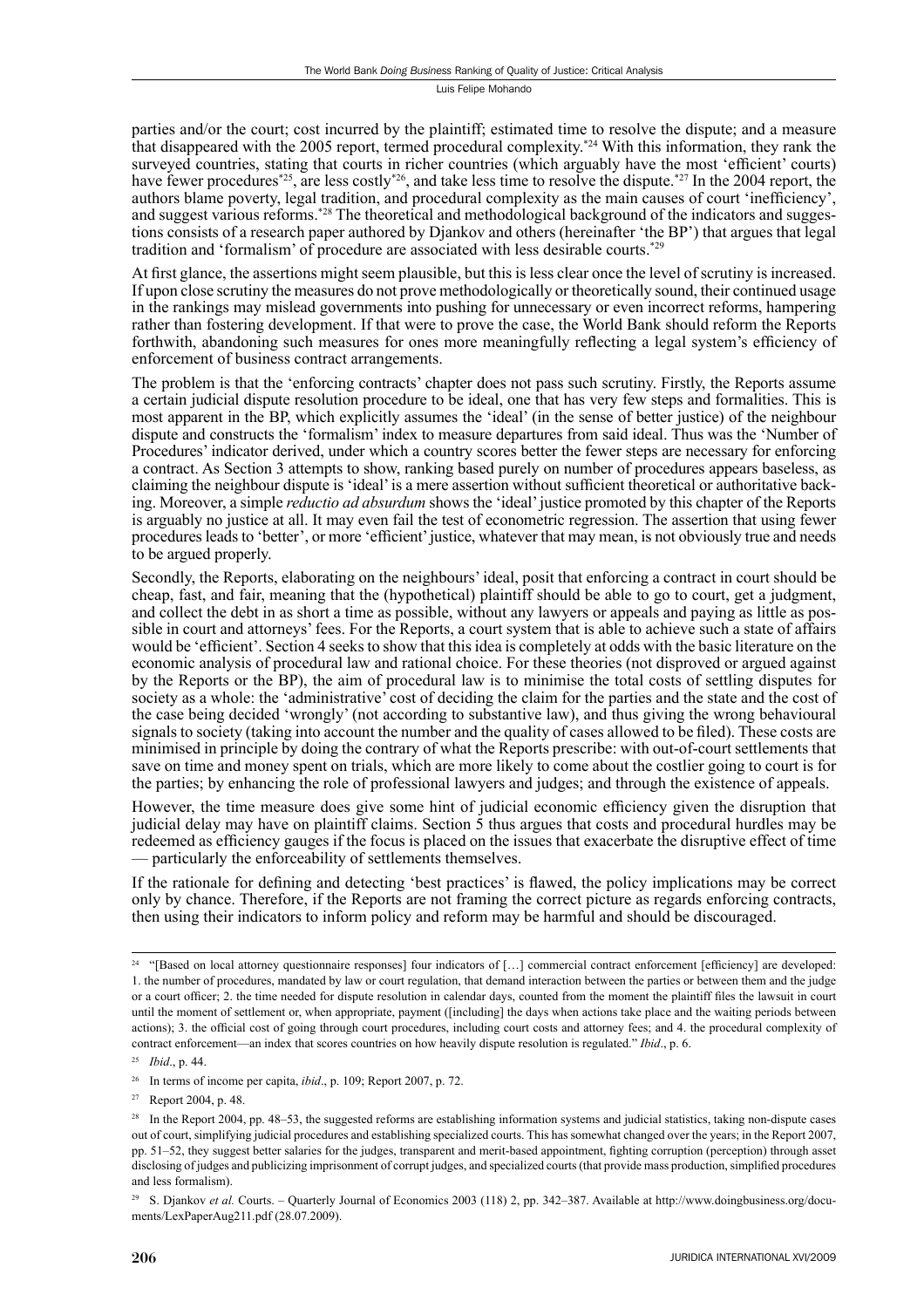parties and/or the court; cost incurred by the plaintiff; estimated time to resolve the dispute; and a measure that disappeared with the 2005 report, termed procedural complexity.[*24] With this information, they rank the surveyed countries, stating that courts in richer countries (which arguably have the most 'efficient' courts) have fewer procedures[*25], are less costly[*26], and take less time to resolve the dispute.[*27] In the 2004 report, the authors blame poverty, legal tradition, and procedural complexity as the main causes of court 'inefficiency', and suggest various reforms.[*28] The theoretical and methodological background of the indicators and suggestions consists of a research paper authored by Djankov and others (hereinafter 'the BP') that argues that legal tradition and 'formalism' of procedure are associated with less desirable courts.[*29]

At first glance, the assertions might seem plausible, but this is less clear once the level of scrutiny is increased. If upon close scrutiny the measures do not prove methodologically or theoretically sound, their continued usage in the rankings may mislead governments into pushing for unnecessary or even incorrect reforms, hampering rather than fostering development. If that were to prove the case, the World Bank should reform the Reports forthwith, abandoning such measures for ones more meaningfully reflecting a legal system's efficiency of enforcement of business contract arrangements.

The problem is that the 'enforcing contracts' chapter does not pass such scrutiny. Firstly, the Reports assume a certain judicial dispute resolution procedure to be ideal, one that has very few steps and formalities. This is most apparent in the BP, which explicitly assumes the 'ideal' (in the sense of better justice) of the neighbour dispute and constructs the 'formalism' index to measure departures from said ideal. Thus was the 'Number of Procedures' indicator derived, under which a country scores better the fewer steps are necessary for enforcing a contract. As Section 3 attempts to show, ranking based purely on number of procedures appears baseless, as claiming the neighbour dispute is 'ideal' is a mere assertion without sufficient theoretical or authoritative backing. Moreover, a simple *reductio ad absurdum* shows the 'ideal' justice promoted by this chapter of the Reports is arguably no justice at all. It may even fail the test of econometric regression. The assertion that using fewer procedures leads to 'better', or more 'efficient' justice, whatever that may mean, is not obviously true and needs to be argued properly.

Secondly, the Reports, elaborating on the neighbours' ideal, posit that enforcing a contract in court should be cheap, fast, and fair, meaning that the (hypothetical) plaintiff should be able to go to court, get a judgment, and collect the debt in as short a time as possible, without any lawyers or appeals and paying as little as possible in court and attorneys' fees. For the Reports, a court system that is able to achieve such a state of affairs would be 'efficient'. Section 4 seeks to show that this idea is completely at odds with the basic literature on the economic analysis of procedural law and rational choice. For these theories (not disproved or argued against by the Reports or the BP), the aim of procedural law is to minimise the total costs of settling disputes for society as a whole: the 'administrative' cost of deciding the claim for the parties and the state and the cost of the case being decided 'wrongly' (not according to substantive law), and thus giving the wrong behavioural signals to society (taking into account the number and the quality of cases allowed to be filed). These costs are minimised in principle by doing the contrary of what the Reports prescribe: with out-of-court settlements that save on time and money spent on trials, which are more likely to come about the costlier going to court is for the parties; by enhancing the role of professional lawyers and judges; and through the existence of appeals.

However, the time measure does give some hint of judicial economic efficiency given the disruption that judicial delay may have on plaintiff claims. Section 5 thus argues that costs and procedural hurdles may be redeemed as efficiency gauges if the focus is placed on the issues that exacerbate the disruptive effect of time — particularly the enforceability of settlements themselves.

If the rationale for defining and detecting 'best practices' is flawed, the policy implications may be correct only by chance. Therefore, if the Reports are not framing the correct picture as regards enforcing contracts, then using their indicators to inform policy and reform may be harmful and should be discouraged.

---

[24] "[Based on local attorney questionnaire responses] four indicators of […] commercial contract enforcement [efficiency] are developed: 1. the number of procedures, mandated by law or court regulation, that demand interaction between the parties or between them and the judge or a court officer; 2. the time needed for dispute resolution in calendar days, counted from the moment the plaintiff files the lawsuit in court until the moment of settlement or, when appropriate, payment ([including] the days when actions take place and the waiting periods between actions); 3. the official cost of going through court procedures, including court costs and attorney fees; and 4. the procedural complexity of contract enforcement—an index that scores countries on how heavily dispute resolution is regulated." *Ibid*., p. 6.

[25] *Ibid*., p. 44.

[26] In terms of income per capita, *ibid*., p. 109; Report 2007, p. 72.

[27] Report 2004, p. 48.

[28] In the Report 2004, pp. 48–53, the suggested reforms are establishing information systems and judicial statistics, taking non-dispute cases out of court, simplifying judicial procedures and establishing specialized courts. This has somewhat changed over the years; in the Report 2007, pp. 51–52, they suggest better salaries for the judges, transparent and merit-based appointment, fighting corruption (perception) through asset disclosing of judges and publicizing imprisonment of corrupt judges, and specialized courts (that provide mass production, simplified procedures and less formalism).

[29] S. Djankov *et al.* Courts. – Quarterly Journal of Economics 2003 (118) 2, pp. 342–387. Available at http://www.doingbusiness.org/documents/LexPaperAug211.pdf (28.07.2009).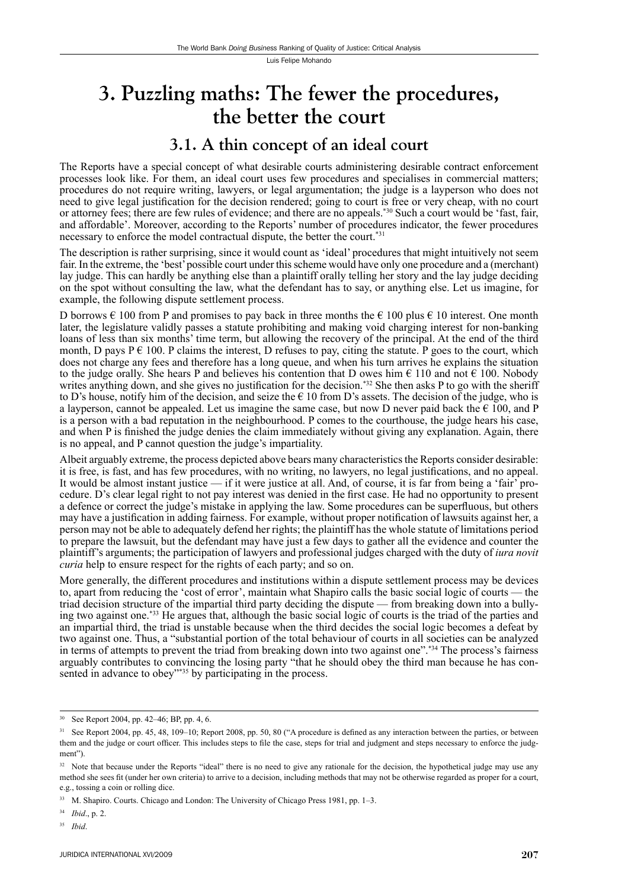# 3. Puzzling maths: The fewer the procedures, the better the court

## 3.1. A thin concept of an ideal court

The Reports have a special concept of what desirable courts administering desirable contract enforcement processes look like. For them, an ideal court uses few procedures and specialises in commercial matters; procedures do not require writing, lawyers, or legal argumentation; the judge is a layperson who does not need to give legal justification for the decision rendered; going to court is free or very cheap, with no court or attorney fees; there are few rules of evidence; and there are no appeals.*[30] Such a court would be 'fast, fair, and affordable'. Moreover, according to the Reports' number of procedures indicator, the fewer procedures necessary to enforce the model contractual dispute, the better the court.*[31]

The description is rather surprising, since it would count as 'ideal' procedures that might intuitively not seem fair. In the extreme, the 'best' possible court under this scheme would have only one procedure and a (merchant) lay judge. This can hardly be anything else than a plaintiff orally telling her story and the lay judge deciding on the spot without consulting the law, what the defendant has to say, or anything else. Let us imagine, for example, the following dispute settlement process.

D borrows € 100 from P and promises to pay back in three months the € 100 plus € 10 interest. One month later, the legislature validly passes a statute prohibiting and making void charging interest for non-banking loans of less than six months' time term, but allowing the recovery of the principal. At the end of the third month, D pays P € 100. P claims the interest, D refuses to pay, citing the statute. P goes to the court, which does not charge any fees and therefore has a long queue, and when his turn arrives he explains the situation to the judge orally. She hears P and believes his contention that D owes him € 110 and not € 100. Nobody writes anything down, and she gives no justification for the decision.*[32] She then asks P to go with the sheriff to D's house, notify him of the decision, and seize the € 10 from D's assets. The decision of the judge, who is a layperson, cannot be appealed. Let us imagine the same case, but now D never paid back the € 100, and P is a person with a bad reputation in the neighbourhood. P comes to the courthouse, the judge hears his case, and when P is finished the judge denies the claim immediately without giving any explanation. Again, there is no appeal, and P cannot question the judge's impartiality.

Albeit arguably extreme, the process depicted above bears many characteristics the Reports consider desirable: it is free, is fast, and has few procedures, with no writing, no lawyers, no legal justifications, and no appeal. It would be almost instant justice — if it were justice at all. And, of course, it is far from being a 'fair' procedure. D's clear legal right to not pay interest was denied in the first case. He had no opportunity to present a defence or correct the judge's mistake in applying the law. Some procedures can be superfluous, but others may have a justification in adding fairness. For example, without proper notification of lawsuits against her, a person may not be able to adequately defend her rights; the plaintiff has the whole statute of limitations period to prepare the lawsuit, but the defendant may have just a few days to gather all the evidence and counter the plaintiff's arguments; the participation of lawyers and professional judges charged with the duty of *iura novit curia* help to ensure respect for the rights of each party; and so on.

More generally, the different procedures and institutions within a dispute settlement process may be devices to, apart from reducing the 'cost of error', maintain what Shapiro calls the basic social logic of courts — the triad decision structure of the impartial third party deciding the dispute — from breaking down into a bullying two against one.*[33] He argues that, although the basic social logic of courts is the triad of the parties and an impartial third, the triad is unstable because when the third decides the social logic becomes a defeat by two against one. Thus, a "substantial portion of the total behaviour of courts in all societies can be analyzed in terms of attempts to prevent the triad from breaking down into two against one".*[34] The process's fairness arguably contributes to convincing the losing party "that he should obey the third man because he has consented in advance to obey"*[35] by participating in the process.

---

[30] See Report 2004, pp. 42–46; BP, pp. 4, 6.

[31] See Report 2004, pp. 45, 48, 109–10; Report 2008, pp. 50, 80 ("A procedure is defined as any interaction between the parties, or between them and the judge or court officer. This includes steps to file the case, steps for trial and judgment and steps necessary to enforce the judgment").

[32] Note that because under the Reports "ideal" there is no need to give any rationale for the decision, the hypothetical judge may use any method she sees fit (under her own criteria) to arrive to a decision, including methods that may not be otherwise regarded as proper for a court, e.g., tossing a coin or rolling dice.

[33] M. Shapiro. Courts. Chicago and London: The University of Chicago Press 1981, pp. 1–3.

[34] *Ibid*., p. 2.

[35] *Ibid*.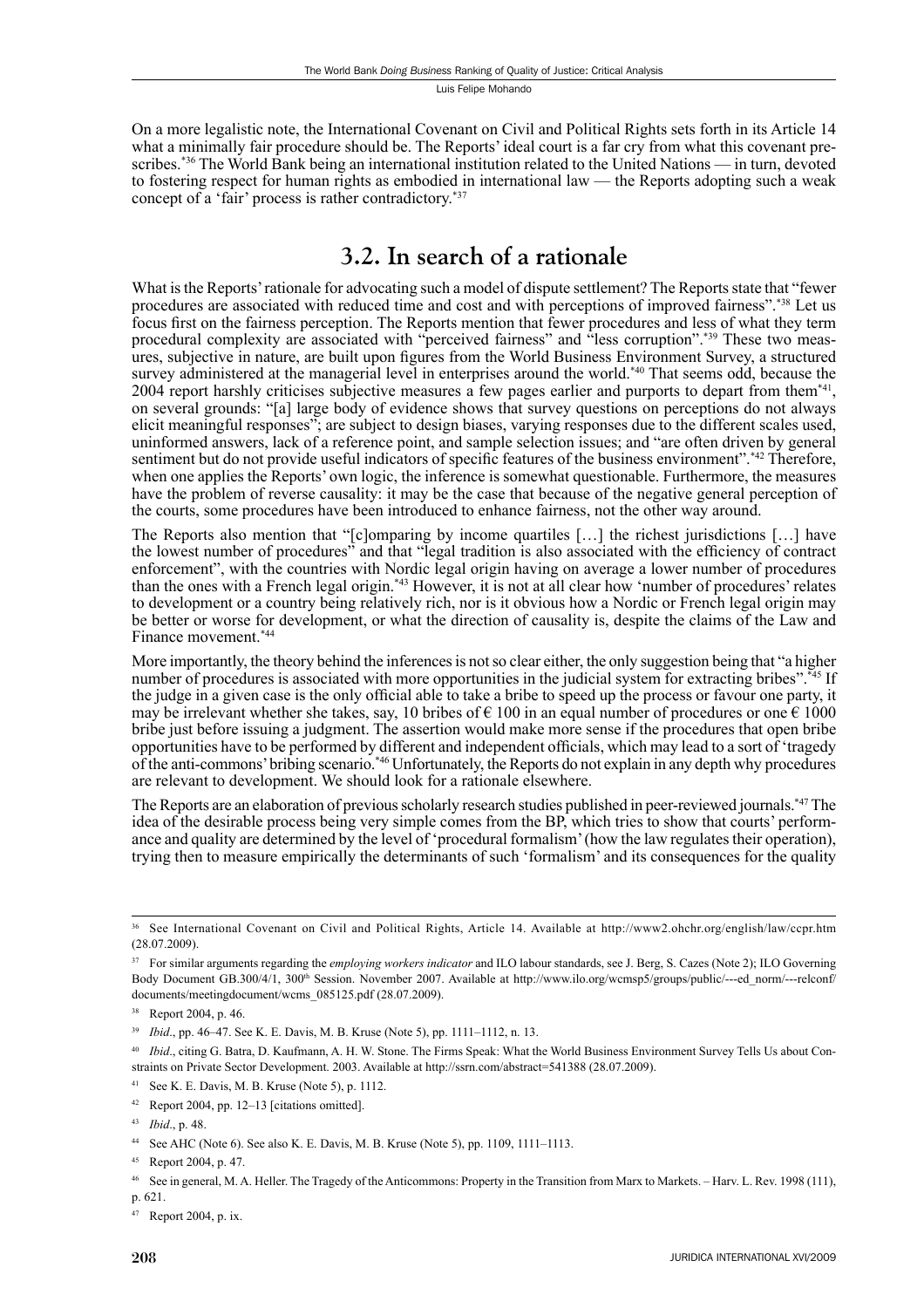On a more legalistic note, the International Covenant on Civil and Political Rights sets forth in its Article 14 what a minimally fair procedure should be. The Reports' ideal court is a far cry from what this covenant prescribes.[*36] The World Bank being an international institution related to the United Nations — in turn, devoted to fostering respect for human rights as embodied in international law — the Reports adopting such a weak concept of a 'fair' process is rather contradictory.[*37]

## 3.2. In search of a rationale

What is the Reports' rationale for advocating such a model of dispute settlement? The Reports state that "fewer procedures are associated with reduced time and cost and with perceptions of improved fairness".[*38] Let us focus first on the fairness perception. The Reports mention that fewer procedures and less of what they term procedural complexity are associated with "perceived fairness" and "less corruption".[*39] These two measures, subjective in nature, are built upon figures from the World Business Environment Survey, a structured survey administered at the managerial level in enterprises around the world.[*40] That seems odd, because the 2004 report harshly criticises subjective measures a few pages earlier and purports to depart from them[*41], on several grounds: "[a] large body of evidence shows that survey questions on perceptions do not always elicit meaningful responses"; are subject to design biases, varying responses due to the different scales used, uninformed answers, lack of a reference point, and sample selection issues; and "are often driven by general sentiment but do not provide useful indicators of specific features of the business environment".[*42] Therefore, when one applies the Reports' own logic, the inference is somewhat questionable. Furthermore, the measures have the problem of reverse causality: it may be the case that because of the negative general perception of the courts, some procedures have been introduced to enhance fairness, not the other way around.

The Reports also mention that "[c]omparing by income quartiles […] the richest jurisdictions […] have the lowest number of procedures" and that "legal tradition is also associated with the efficiency of contract enforcement", with the countries with Nordic legal origin having on average a lower number of procedures than the ones with a French legal origin.[*43] However, it is not at all clear how 'number of procedures' relates to development or a country being relatively rich, nor is it obvious how a Nordic or French legal origin may be better or worse for development, or what the direction of causality is, despite the claims of the Law and Finance movement.[*44]

More importantly, the theory behind the inferences is not so clear either, the only suggestion being that "a higher number of procedures is associated with more opportunities in the judicial system for extracting bribes".[*45] If the judge in a given case is the only official able to take a bribe to speed up the process or favour one party, it may be irrelevant whether she takes, say, 10 bribes of € 100 in an equal number of procedures or one € 1000 bribe just before issuing a judgment. The assertion would make more sense if the procedures that open bribe opportunities have to be performed by different and independent officials, which may lead to a sort of 'tragedy of the anti-commons' bribing scenario.[*46] Unfortunately, the Reports do not explain in any depth why procedures are relevant to development. We should look for a rationale elsewhere.

The Reports are an elaboration of previous scholarly research studies published in peer-reviewed journals.[*47] The idea of the desirable process being very simple comes from the BP, which tries to show that courts' performance and quality are determined by the level of 'procedural formalism' (how the law regulates their operation), trying then to measure empirically the determinants of such 'formalism' and its consequences for the quality

---

[36] See International Covenant on Civil and Political Rights, Article 14. Available at http://www2.ohchr.org/english/law/ccpr.htm (28.07.2009).

[37] For similar arguments regarding the *employing workers indicator* and ILO labour standards, see J. Berg, S. Cazes (Note 2); ILO Governing Body Document GB.300/4/1, 300th Session. November 2007. Available at http://www.ilo.org/wcmsp5/groups/public/---ed_norm/---relconf/documents/meetingdocument/wcms_085125.pdf (28.07.2009).

[38] Report 2004, p. 46.

[39] *Ibid*., pp. 46–47. See K. E. Davis, M. B. Kruse (Note 5), pp. 1111–1112, n. 13.

[40] *Ibid*., citing G. Batra, D. Kaufmann, A. H. W. Stone. The Firms Speak: What the World Business Environment Survey Tells Us about Constraints on Private Sector Development. 2003. Available at http://ssrn.com/abstract=541388 (28.07.2009).

[41] See K. E. Davis, M. B. Kruse (Note 5), p. 1112.

[42] Report 2004, pp. 12–13 [citations omitted].

[43] *Ibid*., p. 48.

[44] See AHC (Note 6). See also K. E. Davis, M. B. Kruse (Note 5), pp. 1109, 1111–1113.

[45] Report 2004, p. 47.

[46] See in general, M. A. Heller. The Tragedy of the Anticommons: Property in the Transition from Marx to Markets. – Harv. L. Rev. 1998 (111), p. 621.

[47] Report 2004, p. ix.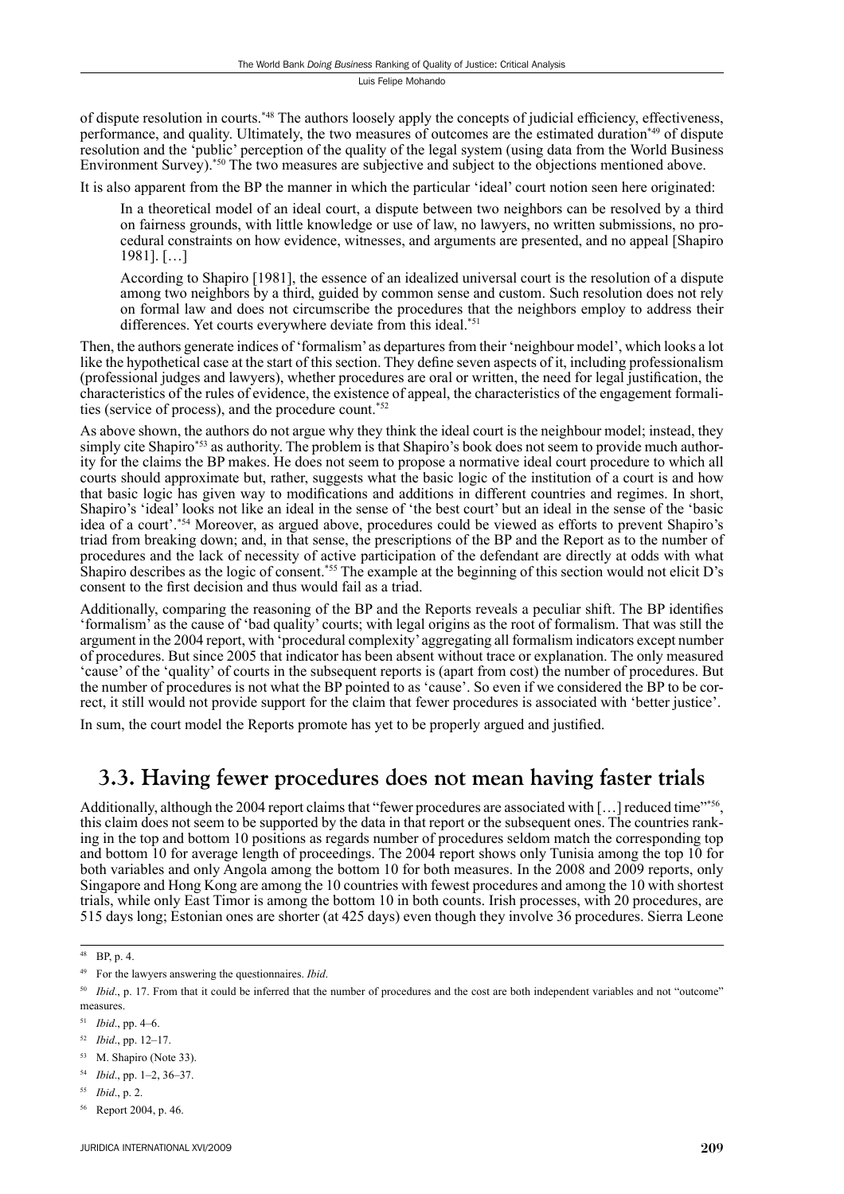of dispute resolution in courts.[48] The authors loosely apply the concepts of judicial efficiency, effectiveness, performance, and quality. Ultimately, the two measures of outcomes are the estimated duration[49] of dispute resolution and the 'public' perception of the quality of the legal system (using data from the World Business Environment Survey).[50] The two measures are subjective and subject to the objections mentioned above.

It is also apparent from the BP the manner in which the particular 'ideal' court notion seen here originated:

> In a theoretical model of an ideal court, a dispute between two neighbors can be resolved by a third on fairness grounds, with little knowledge or use of law, no lawyers, no written submissions, no procedural constraints on how evidence, witnesses, and arguments are presented, and no appeal [Shapiro 1981]. […]
>
> According to Shapiro [1981], the essence of an idealized universal court is the resolution of a dispute among two neighbors by a third, guided by common sense and custom. Such resolution does not rely on formal law and does not circumscribe the procedures that the neighbors employ to address their differences. Yet courts everywhere deviate from this ideal.[51]

Then, the authors generate indices of 'formalism' as departures from their 'neighbour model', which looks a lot like the hypothetical case at the start of this section. They define seven aspects of it, including professionalism (professional judges and lawyers), whether procedures are oral or written, the need for legal justification, the characteristics of the rules of evidence, the existence of appeal, the characteristics of the engagement formalities (service of process), and the procedure count.[52]

As above shown, the authors do not argue why they think the ideal court is the neighbour model; instead, they simply cite Shapiro[53] as authority. The problem is that Shapiro's book does not seem to provide much authority for the claims the BP makes. He does not seem to propose a normative ideal court procedure to which all courts should approximate but, rather, suggests what the basic logic of the institution of a court is and how that basic logic has given way to modifications and additions in different countries and regimes. In short, Shapiro's 'ideal' looks not like an ideal in the sense of 'the best court' but an ideal in the sense of the 'basic idea of a court'.[54] Moreover, as argued above, procedures could be viewed as efforts to prevent Shapiro's triad from breaking down; and, in that sense, the prescriptions of the BP and the Report as to the number of procedures and the lack of necessity of active participation of the defendant are directly at odds with what Shapiro describes as the logic of consent.[55] The example at the beginning of this section would not elicit D's consent to the first decision and thus would fail as a triad.

Additionally, comparing the reasoning of the BP and the Reports reveals a peculiar shift. The BP identifies 'formalism' as the cause of 'bad quality' courts; with legal origins as the root of formalism. That was still the argument in the 2004 report, with 'procedural complexity' aggregating all formalism indicators except number of procedures. But since 2005 that indicator has been absent without trace or explanation. The only measured 'cause' of the 'quality' of courts in the subsequent reports is (apart from cost) the number of procedures. But the number of procedures is not what the BP pointed to as 'cause'. So even if we considered the BP to be correct, it still would not provide support for the claim that fewer procedures is associated with 'better justice'.

In sum, the court model the Reports promote has yet to be properly argued and justified.

## 3.3. Having fewer procedures does not mean having faster trials

Additionally, although the 2004 report claims that "fewer procedures are associated with […] reduced time"[56], this claim does not seem to be supported by the data in that report or the subsequent ones. The countries ranking in the top and bottom 10 positions as regards number of procedures seldom match the corresponding top and bottom 10 for average length of proceedings. The 2004 report shows only Tunisia among the top 10 for both variables and only Angola among the bottom 10 for both measures. In the 2008 and 2009 reports, only Singapore and Hong Kong are among the 10 countries with fewest procedures and among the 10 with shortest trials, while only East Timor is among the bottom 10 in both counts. Irish processes, with 20 procedures, are 515 days long; Estonian ones are shorter (at 425 days) even though they involve 36 procedures. Sierra Leone

---

48 BP, p. 4.

49 For the lawyers answering the questionnaires. *Ibid*.

50 *Ibid*., p. 17. From that it could be inferred that the number of procedures and the cost are both independent variables and not "outcome" measures.

51 *Ibid*., pp. 4–6.

52 *Ibid*., pp. 12–17.

53 M. Shapiro (Note 33).

54 *Ibid*., pp. 1–2, 36–37.

55 *Ibid*., p. 2.

56 Report 2004, p. 46.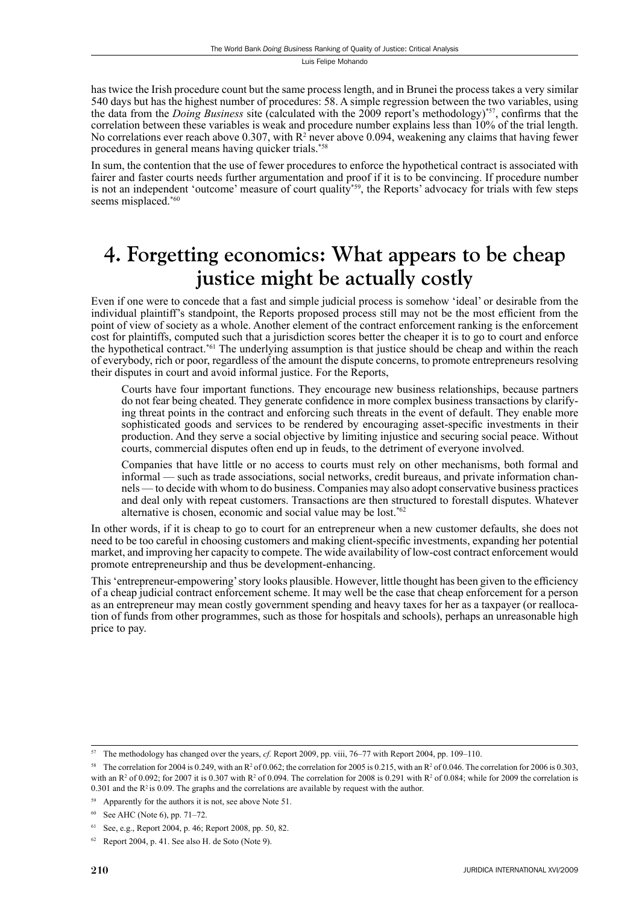has twice the Irish procedure count but the same process length, and in Brunei the process takes a very similar 540 days but has the highest number of procedures: 58. A simple regression between the two variables, using the data from the *Doing Business* site (calculated with the 2009 report's methodology)[57], confirms that the correlation between these variables is weak and procedure number explains less than 10% of the trial length. No correlations ever reach above 0.307, with $R^2$ never above 0.094, weakening any claims that having fewer procedures in general means having quicker trials.[58]

In sum, the contention that the use of fewer procedures to enforce the hypothetical contract is associated with fairer and faster courts needs further argumentation and proof if it is to be convincing. If procedure number is not an independent 'outcome' measure of court quality[59], the Reports' advocacy for trials with few steps seems misplaced.[60]

# 4. Forgetting economics: What appears to be cheap justice might be actually costly

Even if one were to concede that a fast and simple judicial process is somehow 'ideal' or desirable from the individual plaintiff's standpoint, the Reports proposed process still may not be the most efficient from the point of view of society as a whole. Another element of the contract enforcement ranking is the enforcement cost for plaintiffs, computed such that a jurisdiction scores better the cheaper it is to go to court and enforce the hypothetical contract.[61] The underlying assumption is that justice should be cheap and within the reach of everybody, rich or poor, regardless of the amount the dispute concerns, to promote entrepreneurs resolving their disputes in court and avoid informal justice. For the Reports,

> Courts have four important functions. They encourage new business relationships, because partners do not fear being cheated. They generate confidence in more complex business transactions by clarifying threat points in the contract and enforcing such threats in the event of default. They enable more sophisticated goods and services to be rendered by encouraging asset-specific investments in their production. And they serve a social objective by limiting injustice and securing social peace. Without courts, commercial disputes often end up in feuds, to the detriment of everyone involved.
>
> Companies that have little or no access to courts must rely on other mechanisms, both formal and informal — such as trade associations, social networks, credit bureaus, and private information channels — to decide with whom to do business. Companies may also adopt conservative business practices and deal only with repeat customers. Transactions are then structured to forestall disputes. Whatever alternative is chosen, economic and social value may be lost.[62]

In other words, if it is cheap to go to court for an entrepreneur when a new customer defaults, she does not need to be too careful in choosing customers and making client-specific investments, expanding her potential market, and improving her capacity to compete. The wide availability of low-cost contract enforcement would promote entrepreneurship and thus be development-enhancing.

This 'entrepreneur-empowering' story looks plausible. However, little thought has been given to the efficiency of a cheap judicial contract enforcement scheme. It may well be the case that cheap enforcement for a person as an entrepreneur may mean costly government spending and heavy taxes for her as a taxpayer (or reallocation of funds from other programmes, such as those for hospitals and schools), perhaps an unreasonable high price to pay.

---

[57] The methodology has changed over the years, *cf.* Report 2009, pp. viii, 76–77 with Report 2004, pp. 109–110.

[58] The correlation for 2004 is 0.249, with an $R^2$ of 0.062; the correlation for 2005 is 0.215, with an $R^2$ of 0.046. The correlation for 2006 is 0.303, with an $R^2$ of 0.092; for 2007 it is 0.307 with $R^2$ of 0.094. The correlation for 2008 is 0.291 with $R^2$ of 0.084; while for 2009 the correlation is 0.301 and the $R^2$ is 0.09. The graphs and the correlations are available by request with the author.

[59] Apparently for the authors it is not, see above Note 51.

[60] See AHC (Note 6), pp. 71–72.

[61] See, e.g., Report 2004, p. 46; Report 2008, pp. 50, 82.

[62] Report 2004, p. 41. See also H. de Soto (Note 9).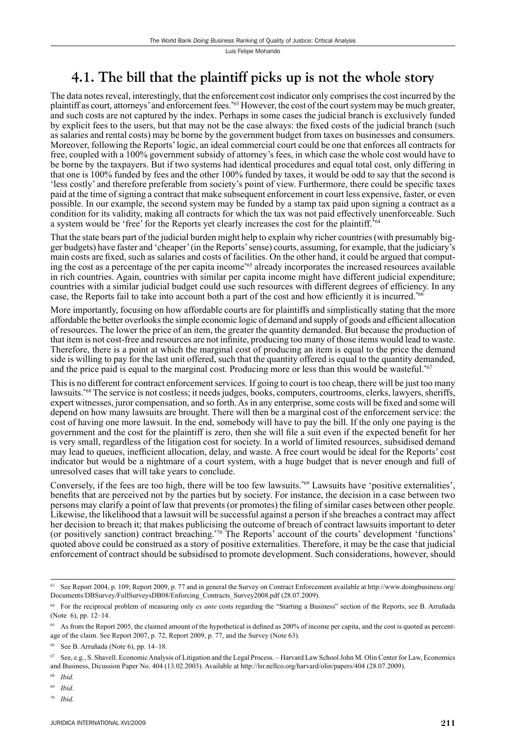## 4.1. The bill that the plaintiff picks up is not the whole story

The data notes reveal, interestingly, that the enforcement cost indicator only comprises the cost incurred by the plaintiff as court, attorneys' and enforcement fees.[*63] However, the cost of the court system may be much greater, and such costs are not captured by the index. Perhaps in some cases the judicial branch is exclusively funded by explicit fees to the users, but that may not be the case always: the fixed costs of the judicial branch (such as salaries and rental costs) may be borne by the government budget from taxes on businesses and consumers. Moreover, following the Reports' logic, an ideal commercial court could be one that enforces all contracts for free, coupled with a 100% government subsidy of attorney's fees, in which case the whole cost would have to be borne by the taxpayers. But if two systems had identical procedures and equal total cost, only differing in that one is 100% funded by fees and the other 100% funded by taxes, it would be odd to say that the second is 'less costly' and therefore preferable from society's point of view. Furthermore, there could be specific taxes paid at the time of signing a contract that make subsequent enforcement in court less expensive, faster, or even possible. In our example, the second system may be funded by a stamp tax paid upon signing a contract as a condition for its validity, making all contracts for which the tax was not paid effectively unenforceable. Such a system would be 'free' for the Reports yet clearly increases the cost for the plaintiff.[*64]

That the state bears part of the judicial burden might help to explain why richer countries (with presumably bigger budgets) have faster and 'cheaper' (in the Reports' sense) courts, assuming, for example, that the judiciary's main costs are fixed, such as salaries and costs of facilities. On the other hand, it could be argued that computing the cost as a percentage of the per capita income[*65] already incorporates the increased resources available in rich countries. Again, countries with similar per capita income might have different judicial expenditure; countries with a similar judicial budget could use such resources with different degrees of efficiency. In any case, the Reports fail to take into account both a part of the cost and how efficiently it is incurred.[*66]

More importantly, focusing on how affordable courts are for plaintiffs and simplistically stating that the more affordable the better overlooks the simple economic logic of demand and supply of goods and efficient allocation of resources. The lower the price of an item, the greater the quantity demanded. But because the production of that item is not cost-free and resources are not infinite, producing too many of those items would lead to waste. Therefore, there is a point at which the marginal cost of producing an item is equal to the price the demand side is willing to pay for the last unit offered, such that the quantity offered is equal to the quantity demanded, and the price paid is equal to the marginal cost. Producing more or less than this would be wasteful.[*67]

This is no different for contract enforcement services. If going to court is too cheap, there will be just too many lawsuits.[*68] The service is not costless; it needs judges, books, computers, courtrooms, clerks, lawyers, sheriffs, expert witnesses, juror compensation, and so forth. As in any enterprise, some costs will be fixed and some will depend on how many lawsuits are brought. There will then be a marginal cost of the enforcement service: the cost of having one more lawsuit. In the end, somebody will have to pay the bill. If the only one paying is the government and the cost for the plaintiff is zero, then she will file a suit even if the expected benefit for her is very small, regardless of the litigation cost for society. In a world of limited resources, subsidised demand may lead to queues, inefficient allocation, delay, and waste. A free court would be ideal for the Reports' cost indicator but would be a nightmare of a court system, with a huge budget that is never enough and full of unresolved cases that will take years to conclude.

Conversely, if the fees are too high, there will be too few lawsuits.[*69] Lawsuits have 'positive externalities', benefits that are perceived not by the parties but by society. For instance, the decision in a case between two persons may clarify a point of law that prevents (or promotes) the filing of similar cases between other people. Likewise, the likelihood that a lawsuit will be successful against a person if she breaches a contract may affect her decision to breach it; that makes publicising the outcome of breach of contract lawsuits important to deter (or positively sanction) contract breaching.[*70] The Reports' account of the courts' development 'functions' quoted above could be construed as a story of positive externalities. Therefore, it may be the case that judicial enforcement of contract should be subsidised to promote development. Such considerations, however, should

---

[63] See Report 2004, p. 109; Report 2009, p. 77 and in general the Survey on Contract Enforcement available at http://www.doingbusiness.org/Documents/DBSurvey/FullSurveysDB08/Enforcing_Contracts_Survey2008.pdf (28.07.2009).

[64] For the reciprocal problem of measuring only *ex ante* costs regarding the "Starting a Business" section of the Reports, see B. Arruñada (Note 6), pp. 12–14.

[65] As from the Report 2005, the claimed amount of the hypothetical is defined as 200% of income per capita, and the cost is quoted as percentage of the claim. See Report 2007, p. 72, Report 2009, p. 77, and the Survey (Note 63).

[66] See B. Arruñada (Note 6), pp. 14–18.

[67] See, e.g., S. Shavell. Economic Analysis of Litigation and the Legal Process. – Harvard Law School John M. Olin Center for Law, Economics and Business, Dicussion Paper No. 404 (13.02.2003). Available at http://lsr.nellco.org/harvard/olin/papers/404 (28.07.2009).

[68] *Ibid*.

[69] *Ibid*.

[70] *Ibid*.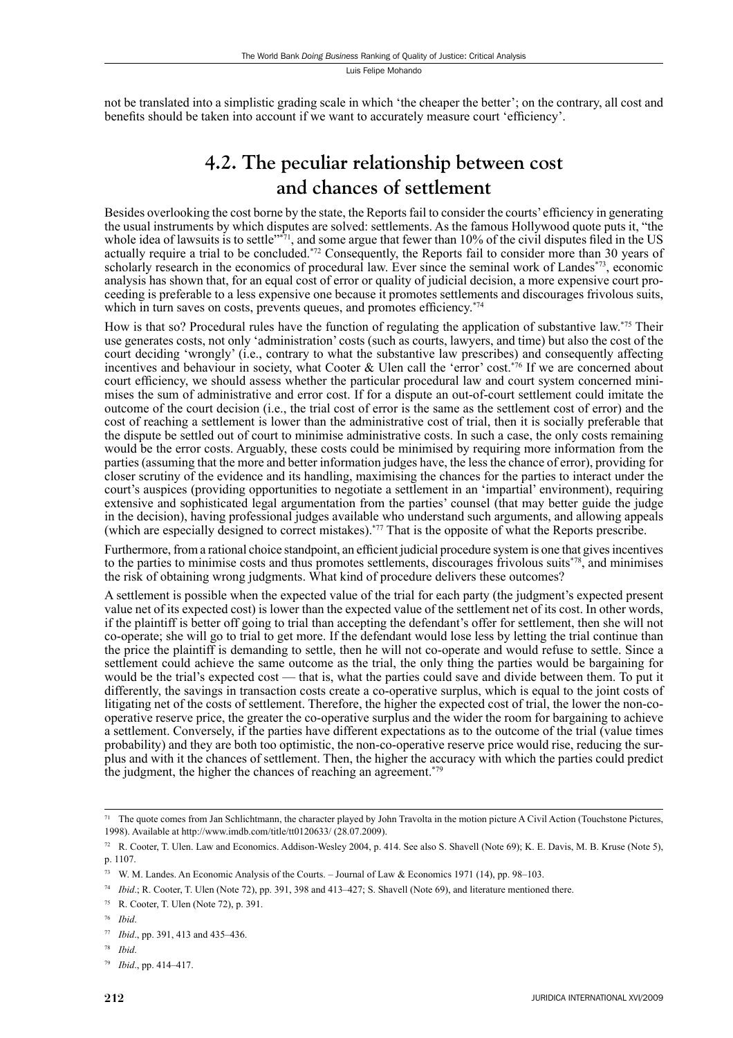not be translated into a simplistic grading scale in which 'the cheaper the better'; on the contrary, all cost and benefits should be taken into account if we want to accurately measure court 'efficiency'.

## 4.2. The peculiar relationship between cost and chances of settlement

Besides overlooking the cost borne by the state, the Reports fail to consider the courts' efficiency in generating the usual instruments by which disputes are solved: settlements. As the famous Hollywood quote puts it, "the whole idea of lawsuits is to settle"[71], and some argue that fewer than 10% of the civil disputes filed in the US actually require a trial to be concluded.[72] Consequently, the Reports fail to consider more than 30 years of scholarly research in the economics of procedural law. Ever since the seminal work of Landes[73], economic analysis has shown that, for an equal cost of error or quality of judicial decision, a more expensive court proceeding is preferable to a less expensive one because it promotes settlements and discourages frivolous suits, which in turn saves on costs, prevents queues, and promotes efficiency.[74]

How is that so? Procedural rules have the function of regulating the application of substantive law.[75] Their use generates costs, not only 'administration' costs (such as courts, lawyers, and time) but also the cost of the court deciding 'wrongly' (i.e., contrary to what the substantive law prescribes) and consequently affecting incentives and behaviour in society, what Cooter & Ulen call the 'error' cost.[76] If we are concerned about court efficiency, we should assess whether the particular procedural law and court system concerned minimises the sum of administrative and error cost. If for a dispute an out-of-court settlement could imitate the outcome of the court decision (i.e., the trial cost of error is the same as the settlement cost of error) and the cost of reaching a settlement is lower than the administrative cost of trial, then it is socially preferable that the dispute be settled out of court to minimise administrative costs. In such a case, the only costs remaining would be the error costs. Arguably, these costs could be minimised by requiring more information from the parties (assuming that the more and better information judges have, the less the chance of error), providing for closer scrutiny of the evidence and its handling, maximising the chances for the parties to interact under the court's auspices (providing opportunities to negotiate a settlement in an 'impartial' environment), requiring extensive and sophisticated legal argumentation from the parties' counsel (that may better guide the judge in the decision), having professional judges available who understand such arguments, and allowing appeals (which are especially designed to correct mistakes).[77] That is the opposite of what the Reports prescribe.

Furthermore, from a rational choice standpoint, an efficient judicial procedure system is one that gives incentives to the parties to minimise costs and thus promotes settlements, discourages frivolous suits[78], and minimises the risk of obtaining wrong judgments. What kind of procedure delivers these outcomes?

A settlement is possible when the expected value of the trial for each party (the judgment's expected present value net of its expected cost) is lower than the expected value of the settlement net of its cost. In other words, if the plaintiff is better off going to trial than accepting the defendant's offer for settlement, then she will not co-operate; she will go to trial to get more. If the defendant would lose less by letting the trial continue than the price the plaintiff is demanding to settle, then he will not co-operate and would refuse to settle. Since a settlement could achieve the same outcome as the trial, the only thing the parties would be bargaining for would be the trial's expected cost — that is, what the parties could save and divide between them. To put it differently, the savings in transaction costs create a co-operative surplus, which is equal to the joint costs of litigating net of the costs of settlement. Therefore, the higher the expected cost of trial, the lower the non-co-operative reserve price, the greater the co-operative surplus and the wider the room for bargaining to achieve a settlement. Conversely, if the parties have different expectations as to the outcome of the trial (value times probability) and they are both too optimistic, the non-co-operative reserve price would rise, reducing the surplus and with it the chances of settlement. Then, the higher the accuracy with which the parties could predict the judgment, the higher the chances of reaching an agreement.[79]

---

[71] The quote comes from Jan Schlichtmann, the character played by John Travolta in the motion picture A Civil Action (Touchstone Pictures, 1998). Available at http://www.imdb.com/title/tt0120633/ (28.07.2009).

[72] R. Cooter, T. Ulen. Law and Economics. Addison-Wesley 2004, p. 414. See also S. Shavell (Note 69); K. E. Davis, M. B. Kruse (Note 5), p. 1107.

[73] W. M. Landes. An Economic Analysis of the Courts. – Journal of Law & Economics 1971 (14), pp. 98–103.

[74] *Ibid*.; R. Cooter, T. Ulen (Note 72), pp. 391, 398 and 413–427; S. Shavell (Note 69), and literature mentioned there.

[75] R. Cooter, T. Ulen (Note 72), p. 391.

[76] *Ibid*.

[77] *Ibid*., pp. 391, 413 and 435–436.

[78] *Ibid*.

[79] *Ibid*., pp. 414–417.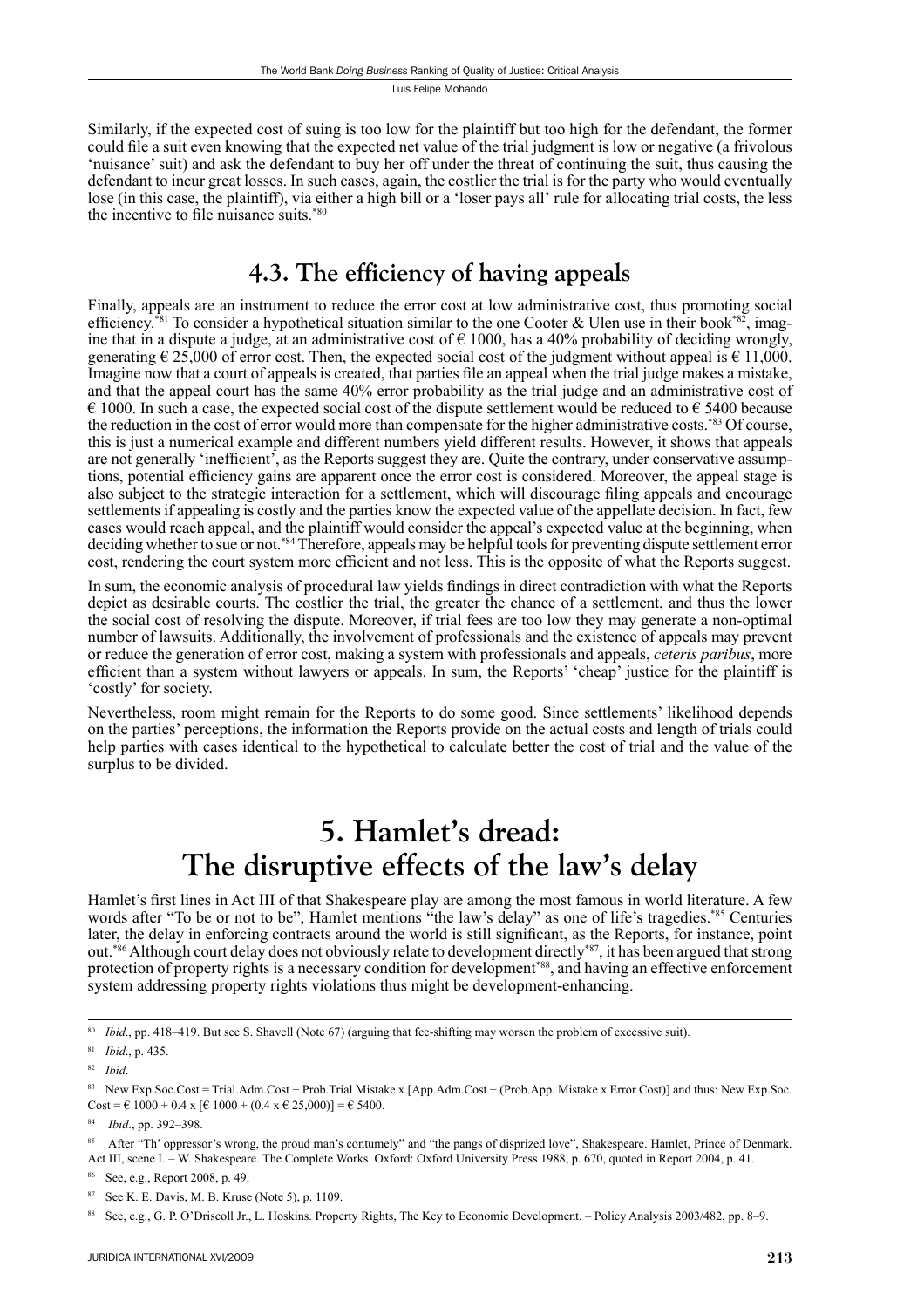Similarly, if the expected cost of suing is too low for the plaintiff but too high for the defendant, the former could file a suit even knowing that the expected net value of the trial judgment is low or negative (a frivolous 'nuisance' suit) and ask the defendant to buy her off under the threat of continuing the suit, thus causing the defendant to incur great losses. In such cases, again, the costlier the trial is for the party who would eventually lose (in this case, the plaintiff), via either a high bill or a 'loser pays all' rule for allocating trial costs, the less the incentive to file nuisance suits.[*80]

## 4.3. The efficiency of having appeals

Finally, appeals are an instrument to reduce the error cost at low administrative cost, thus promoting social efficiency.[*81] To consider a hypothetical situation similar to the one Cooter & Ulen use in their book[*82], imagine that in a dispute a judge, at an administrative cost of € 1000, has a 40% probability of deciding wrongly, generating € 25,000 of error cost. Then, the expected social cost of the judgment without appeal is € 11,000. Imagine now that a court of appeals is created, that parties file an appeal when the trial judge makes a mistake, and that the appeal court has the same 40% error probability as the trial judge and an administrative cost of € 1000. In such a case, the expected social cost of the dispute settlement would be reduced to € 5400 because the reduction in the cost of error would more than compensate for the higher administrative costs.[*83] Of course, this is just a numerical example and different numbers yield different results. However, it shows that appeals are not generally 'inefficient', as the Reports suggest they are. Quite the contrary, under conservative assumptions, potential efficiency gains are apparent once the error cost is considered. Moreover, the appeal stage is also subject to the strategic interaction for a settlement, which will discourage filing appeals and encourage settlements if appealing is costly and the parties know the expected value of the appellate decision. In fact, few cases would reach appeal, and the plaintiff would consider the appeal's expected value at the beginning, when deciding whether to sue or not.[*84] Therefore, appeals may be helpful tools for preventing dispute settlement error cost, rendering the court system more efficient and not less. This is the opposite of what the Reports suggest.

In sum, the economic analysis of procedural law yields findings in direct contradiction with what the Reports depict as desirable courts. The costlier the trial, the greater the chance of a settlement, and thus the lower the social cost of resolving the dispute. Moreover, if trial fees are too low they may generate a non-optimal number of lawsuits. Additionally, the involvement of professionals and the existence of appeals may prevent or reduce the generation of error cost, making a system with professionals and appeals, *ceteris paribus*, more efficient than a system without lawyers or appeals. In sum, the Reports' 'cheap' justice for the plaintiff is 'costly' for society.

Nevertheless, room might remain for the Reports to do some good. Since settlements' likelihood depends on the parties' perceptions, the information the Reports provide on the actual costs and length of trials could help parties with cases identical to the hypothetical to calculate better the cost of trial and the value of the surplus to be divided.

# 5. Hamlet's dread: The disruptive effects of the law's delay

Hamlet's first lines in Act III of that Shakespeare play are among the most famous in world literature. A few words after "To be or not to be", Hamlet mentions "the law's delay" as one of life's tragedies.[*85] Centuries later, the delay in enforcing contracts around the world is still significant, as the Reports, for instance, point out.[*86] Although court delay does not obviously relate to development directly[*87], it has been argued that strong protection of property rights is a necessary condition for development[*88], and having an effective enforcement system addressing property rights violations thus might be development-enhancing.

---

[80] *Ibid*., pp. 418–419. But see S. Shavell (Note 67) (arguing that fee-shifting may worsen the problem of excessive suit).

[81] *Ibid*., p. 435.

[82] *Ibid*.

[83] New Exp.Soc.Cost = Trial.Adm.Cost + Prob.Trial Mistake x [App.Adm.Cost + (Prob.App. Mistake x Error Cost)] and thus: New Exp.Soc. Cost = € 1000 + 0.4 x [€ 1000 + (0.4 x € 25,000)] = € 5400.

[84] *Ibid*., pp. 392–398.

[85] After "Th' oppressor's wrong, the proud man's contumely" and "the pangs of disprized love", Shakespeare. Hamlet, Prince of Denmark. Act III, scene I. – W. Shakespeare. The Complete Works. Oxford: Oxford University Press 1988, p. 670, quoted in Report 2004, p. 41.

[86] See, e.g., Report 2008, p. 49.

[87] See K. E. Davis, M. B. Kruse (Note 5), p. 1109.

[88] See, e.g., G. P. O'Driscoll Jr., L. Hoskins. Property Rights, The Key to Economic Development. – Policy Analysis 2003/482, pp. 8–9.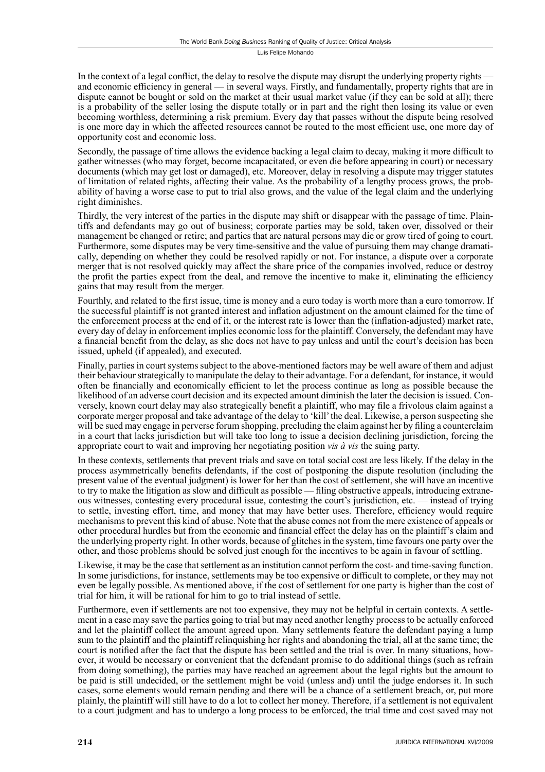In the context of a legal conflict, the delay to resolve the dispute may disrupt the underlying property rights — and economic efficiency in general — in several ways. Firstly, and fundamentally, property rights that are in dispute cannot be bought or sold on the market at their usual market value (if they can be sold at all); there is a probability of the seller losing the dispute totally or in part and the right then losing its value or even becoming worthless, determining a risk premium. Every day that passes without the dispute being resolved is one more day in which the affected resources cannot be routed to the most efficient use, one more day of opportunity cost and economic loss.

Secondly, the passage of time allows the evidence backing a legal claim to decay, making it more difficult to gather witnesses (who may forget, become incapacitated, or even die before appearing in court) or necessary documents (which may get lost or damaged), etc. Moreover, delay in resolving a dispute may trigger statutes of limitation of related rights, affecting their value. As the probability of a lengthy process grows, the probability of having a worse case to put to trial also grows, and the value of the legal claim and the underlying right diminishes.

Thirdly, the very interest of the parties in the dispute may shift or disappear with the passage of time. Plaintiffs and defendants may go out of business; corporate parties may be sold, taken over, dissolved or their management be changed or retire; and parties that are natural persons may die or grow tired of going to court. Furthermore, some disputes may be very time-sensitive and the value of pursuing them may change dramatically, depending on whether they could be resolved rapidly or not. For instance, a dispute over a corporate merger that is not resolved quickly may affect the share price of the companies involved, reduce or destroy the profit the parties expect from the deal, and remove the incentive to make it, eliminating the efficiency gains that may result from the merger.

Fourthly, and related to the first issue, time is money and a euro today is worth more than a euro tomorrow. If the successful plaintiff is not granted interest and inflation adjustment on the amount claimed for the time of the enforcement process at the end of it, or the interest rate is lower than the (inflation-adjusted) market rate, every day of delay in enforcement implies economic loss for the plaintiff. Conversely, the defendant may have a financial benefit from the delay, as she does not have to pay unless and until the court's decision has been issued, upheld (if appealed), and executed.

Finally, parties in court systems subject to the above-mentioned factors may be well aware of them and adjust their behaviour strategically to manipulate the delay to their advantage. For a defendant, for instance, it would often be financially and economically efficient to let the process continue as long as possible because the likelihood of an adverse court decision and its expected amount diminish the later the decision is issued. Conversely, known court delay may also strategically benefit a plaintiff, who may file a frivolous claim against a corporate merger proposal and take advantage of the delay to 'kill' the deal. Likewise, a person suspecting she will be sued may engage in perverse forum shopping, precluding the claim against her by filing a counterclaim in a court that lacks jurisdiction but will take too long to issue a decision declining jurisdiction, forcing the appropriate court to wait and improving her negotiating position *vis à vis* the suing party.

In these contexts, settlements that prevent trials and save on total social cost are less likely. If the delay in the process asymmetrically benefits defendants, if the cost of postponing the dispute resolution (including the present value of the eventual judgment) is lower for her than the cost of settlement, she will have an incentive to try to make the litigation as slow and difficult as possible — filing obstructive appeals, introducing extraneous witnesses, contesting every procedural issue, contesting the court's jurisdiction, etc. — instead of trying to settle, investing effort, time, and money that may have better uses. Therefore, efficiency would require mechanisms to prevent this kind of abuse. Note that the abuse comes not from the mere existence of appeals or other procedural hurdles but from the economic and financial effect the delay has on the plaintiff's claim and the underlying property right. In other words, because of glitches in the system, time favours one party over the other, and those problems should be solved just enough for the incentives to be again in favour of settling.

Likewise, it may be the case that settlement as an institution cannot perform the cost- and time-saving function. In some jurisdictions, for instance, settlements may be too expensive or difficult to complete, or they may not even be legally possible. As mentioned above, if the cost of settlement for one party is higher than the cost of trial for him, it will be rational for him to go to trial instead of settle.

Furthermore, even if settlements are not too expensive, they may not be helpful in certain contexts. A settlement in a case may save the parties going to trial but may need another lengthy process to be actually enforced and let the plaintiff collect the amount agreed upon. Many settlements feature the defendant paying a lump sum to the plaintiff and the plaintiff relinquishing her rights and abandoning the trial, all at the same time; the court is notified after the fact that the dispute has been settled and the trial is over. In many situations, however, it would be necessary or convenient that the defendant promise to do additional things (such as refrain from doing something), the parties may have reached an agreement about the legal rights but the amount to be paid is still undecided, or the settlement might be void (unless and) until the judge endorses it. In such cases, some elements would remain pending and there will be a chance of a settlement breach, or, put more plainly, the plaintiff will still have to do a lot to collect her money. Therefore, if a settlement is not equivalent to a court judgment and has to undergo a long process to be enforced, the trial time and cost saved may not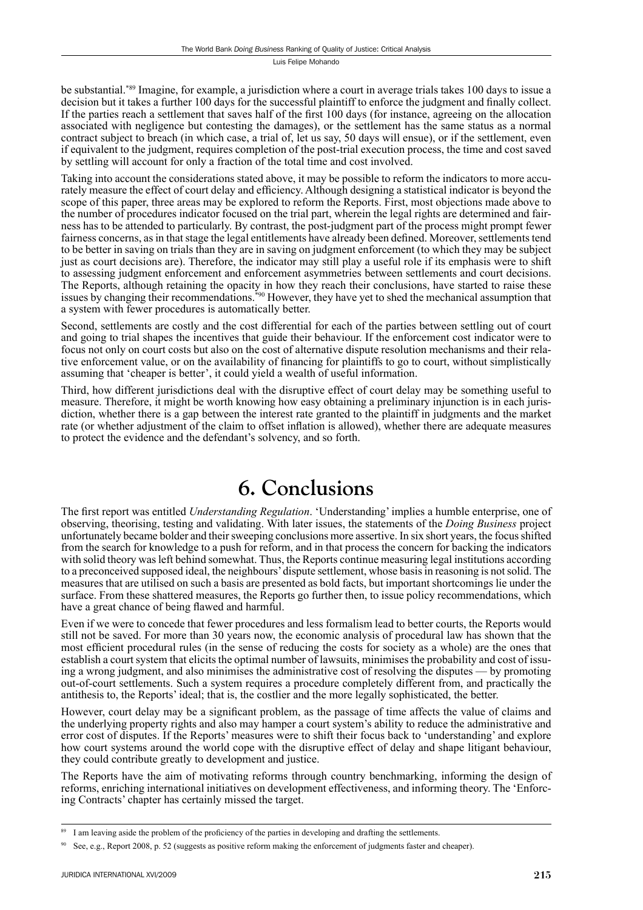be substantial.*[89] Imagine, for example, a jurisdiction where a court in average trials takes 100 days to issue a decision but it takes a further 100 days for the successful plaintiff to enforce the judgment and finally collect. If the parties reach a settlement that saves half of the first 100 days (for instance, agreeing on the allocation associated with negligence but contesting the damages), or the settlement has the same status as a normal contract subject to breach (in which case, a trial of, let us say, 50 days will ensue), or if the settlement, even if equivalent to the judgment, requires completion of the post-trial execution process, the time and cost saved by settling will account for only a fraction of the total time and cost involved.

Taking into account the considerations stated above, it may be possible to reform the indicators to more accurately measure the effect of court delay and efficiency. Although designing a statistical indicator is beyond the scope of this paper, three areas may be explored to reform the Reports. First, most objections made above to the number of procedures indicator focused on the trial part, wherein the legal rights are determined and fairness has to be attended to particularly. By contrast, the post-judgment part of the process might prompt fewer fairness concerns, as in that stage the legal entitlements have already been defined. Moreover, settlements tend to be better in saving on trials than they are in saving on judgment enforcement (to which they may be subject just as court decisions are). Therefore, the indicator may still play a useful role if its emphasis were to shift to assessing judgment enforcement and enforcement asymmetries between settlements and court decisions. The Reports, although retaining the opacity in how they reach their conclusions, have started to raise these issues by changing their recommendations.*[90] However, they have yet to shed the mechanical assumption that a system with fewer procedures is automatically better.

Second, settlements are costly and the cost differential for each of the parties between settling out of court and going to trial shapes the incentives that guide their behaviour. If the enforcement cost indicator were to focus not only on court costs but also on the cost of alternative dispute resolution mechanisms and their relative enforcement value, or on the availability of financing for plaintiffs to go to court, without simplistically assuming that 'cheaper is better', it could yield a wealth of useful information.

Third, how different jurisdictions deal with the disruptive effect of court delay may be something useful to measure. Therefore, it might be worth knowing how easy obtaining a preliminary injunction is in each jurisdiction, whether there is a gap between the interest rate granted to the plaintiff in judgments and the market rate (or whether adjustment of the claim to offset inflation is allowed), whether there are adequate measures to protect the evidence and the defendant's solvency, and so forth.

# 6. Conclusions

The first report was entitled *Understanding Regulation*. 'Understanding' implies a humble enterprise, one of observing, theorising, testing and validating. With later issues, the statements of the *Doing Business* project unfortunately became bolder and their sweeping conclusions more assertive. In six short years, the focus shifted from the search for knowledge to a push for reform, and in that process the concern for backing the indicators with solid theory was left behind somewhat. Thus, the Reports continue measuring legal institutions according to a preconceived supposed ideal, the neighbours' dispute settlement, whose basis in reasoning is not solid. The measures that are utilised on such a basis are presented as bold facts, but important shortcomings lie under the surface. From these shattered measures, the Reports go further then, to issue policy recommendations, which have a great chance of being flawed and harmful.

Even if we were to concede that fewer procedures and less formalism lead to better courts, the Reports would still not be saved. For more than 30 years now, the economic analysis of procedural law has shown that the most efficient procedural rules (in the sense of reducing the costs for society as a whole) are the ones that establish a court system that elicits the optimal number of lawsuits, minimises the probability and cost of issuing a wrong judgment, and also minimises the administrative cost of resolving the disputes — by promoting out-of-court settlements. Such a system requires a procedure completely different from, and practically the antithesis to, the Reports' ideal; that is, the costlier and the more legally sophisticated, the better.

However, court delay may be a significant problem, as the passage of time affects the value of claims and the underlying property rights and also may hamper a court system's ability to reduce the administrative and error cost of disputes. If the Reports' measures were to shift their focus back to 'understanding' and explore how court systems around the world cope with the disruptive effect of delay and shape litigant behaviour, they could contribute greatly to development and justice.

The Reports have the aim of motivating reforms through country benchmarking, informing the design of reforms, enriching international initiatives on development effectiveness, and informing theory. The 'Enforcing Contracts' chapter has certainly missed the target.

---

[89] I am leaving aside the problem of the proficiency of the parties in developing and drafting the settlements.

[90] See, e.g., Report 2008, p. 52 (suggests as positive reform making the enforcement of judgments faster and cheaper).